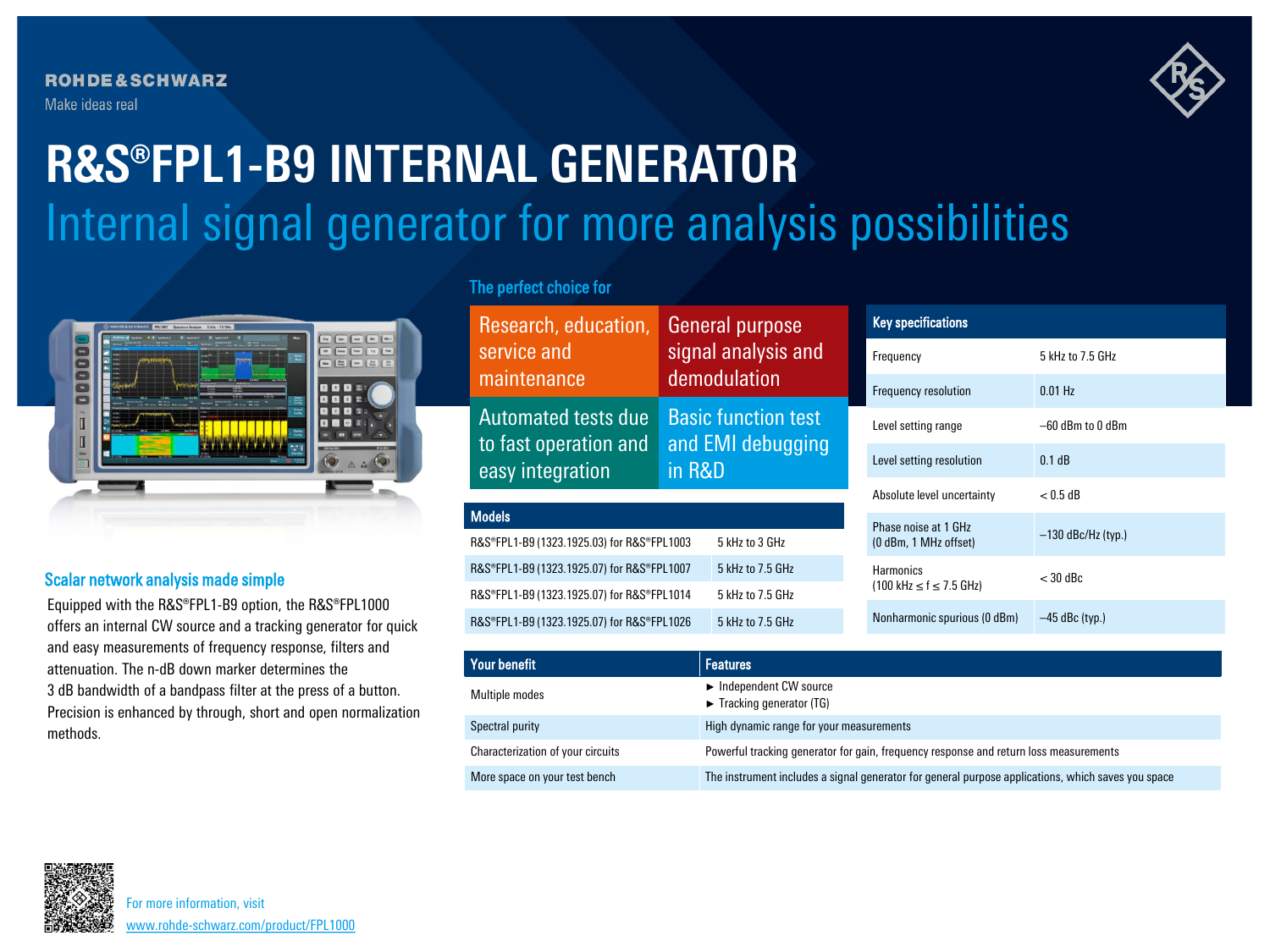ROHDE&SCHWARZ

Make ideas real

# R&S®FPL1-B9 INTERNAL GENERATOR

## Internal signal generator for more analysis possibilities

### Scalar network analysis made simple

Equipped with the R&S®FPL1-B9 option, the R&S®FPL1000 offers an internal CW source and a tracking generator for quick and easy measurements of frequency response, filters and attenuation. The n-dB down marker determines the 3 dB bandwidth of a bandpass filter at the press of a button. Precision is enhanced by through, short and open normalization methods.

### The perfect choice for

| | |
|---|---|
| Research, education, service and maintenance | General purpose signal analysis and demodulation |
| Automated tests due to fast operation and easy integration | Basic function test and EMI debugging in R&D |

| Models | |
|---|---|
| R&S®FPL1-B9 (1323.1925.03) for R&S®FPL1003 | 5 kHz to 3 GHz |
| R&S®FPL1-B9 (1323.1925.07) for R&S®FPL1007 | 5 kHz to 7.5 GHz |
| R&S®FPL1-B9 (1323.1925.07) for R&S®FPL1014 | 5 kHz to 7.5 GHz |
| R&S®FPL1-B9 (1323.1925.07) for R&S®FPL1026 | 5 kHz to 7.5 GHz |

| Key specifications | |
|---|---|
| Frequency | 5 kHz to 7.5 GHz |
| Frequency resolution | 0.01 Hz |
| Level setting range | –60 dBm to 0 dBm |
| Level setting resolution | 0.1 dB |
| Absolute level uncertainty | < 0.5 dB |
| Phase noise at 1 GHz (0 dBm, 1 MHz offset) | –130 dBc/Hz (typ.) |
| Harmonics (100 kHz ≤ f ≤ 7.5 GHz) | < 30 dBc |
| Nonharmonic spurious (0 dBm) | –45 dBc (typ.) |

| Your benefit | Features |
|---|---|
| Multiple modes | ► Independent CW source<br>► Tracking generator (TG) |
| Spectral purity | High dynamic range for your measurements |
| Characterization of your circuits | Powerful tracking generator for gain, frequency response and return loss measurements |
| More space on your test bench | The instrument includes a signal generator for general purpose applications, which saves you space |

For more information, visit
www.rohde-schwarz.com/product/FPL1000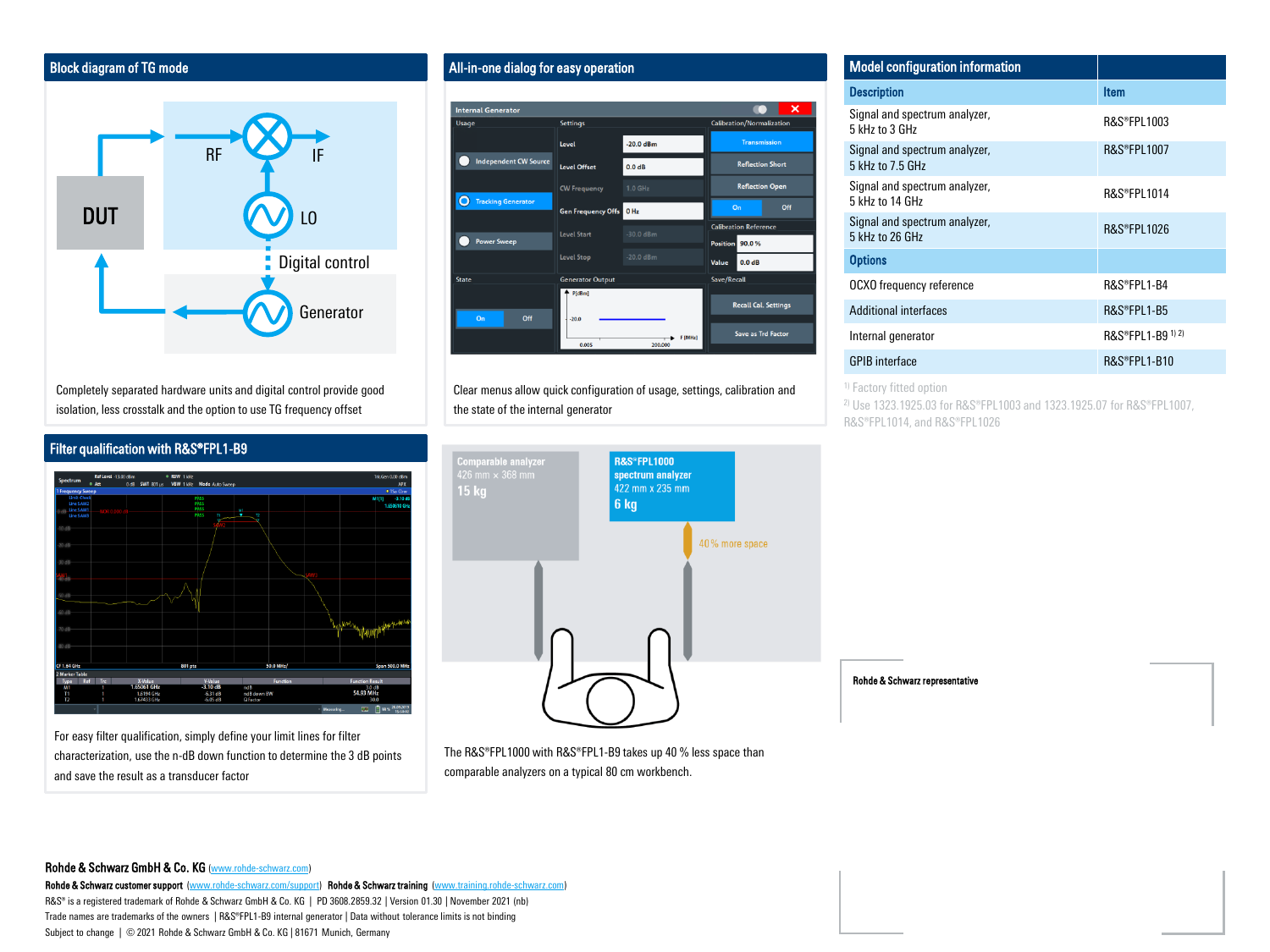## Block diagram of TG mode

DUT

RF

IF

LO

Digital control

Generator

Completely separated hardware units and digital control provide good isolation, less crosstalk and the option to use TG frequency offset

## All-in-one dialog for easy operation

Clear menus allow quick configuration of usage, settings, calibration and the state of the internal generator

## Model configuration information

| Description | Item |
|---|---|
| Signal and spectrum analyzer, 5 kHz to 3 GHz | R&S®FPL1003 |
| Signal and spectrum analyzer, 5 kHz to 7.5 GHz | R&S®FPL1007 |
| Signal and spectrum analyzer, 5 kHz to 14 GHz | R&S®FPL1014 |
| Signal and spectrum analyzer, 5 kHz to 26 GHz | R&S®FPL1026 |
| **Options** | |
| OCXO frequency reference | R&S®FPL1-B4 |
| Additional interfaces | R&S®FPL1-B5 |
| Internal generator | R&S®FPL1-B9 [1) 2)] |
| GPIB interface | R&S®FPL1-B10 |

[1)] Factory fitted option

[2)] Use 1323.1925.03 for R&S®FPL1003 and 1323.1925.07 for R&S®FPL1007, R&S®FPL1014, and R&S®FPL1026

## Filter qualification with R&S®FPL1-B9

For easy filter qualification, simply define your limit lines for filter characterization, use the n-dB down function to determine the 3 dB points and save the result as a transducer factor

Comparable analyzer
426 mm × 368 mm
15 kg

R&S®FPL1000 spectrum analyzer
422 mm x 235 mm
6 kg

40 % more space

The R&S®FPL1000 with R&S®FPL1-B9 takes up 40 % less space than comparable analyzers on a typical 80 cm workbench.

Rohde & Schwarz representative

**Rohde & Schwarz GmbH & Co. KG** (www.rohde-schwarz.com)

**Rohde & Schwarz customer support** (www.rohde-schwarz.com/support) **Rohde & Schwarz training** (www.training.rohde-schwarz.com)

R&S® is a registered trademark of Rohde & Schwarz GmbH & Co. KG | PD 3608.2859.32 | Version 01.30 | November 2021 (nb)

Trade names are trademarks of the owners | R&S®FPL1-B9 internal generator | Data without tolerance limits is not binding

Subject to change | © 2021 Rohde & Schwarz GmbH & Co. KG | 81671 Munich, Germany